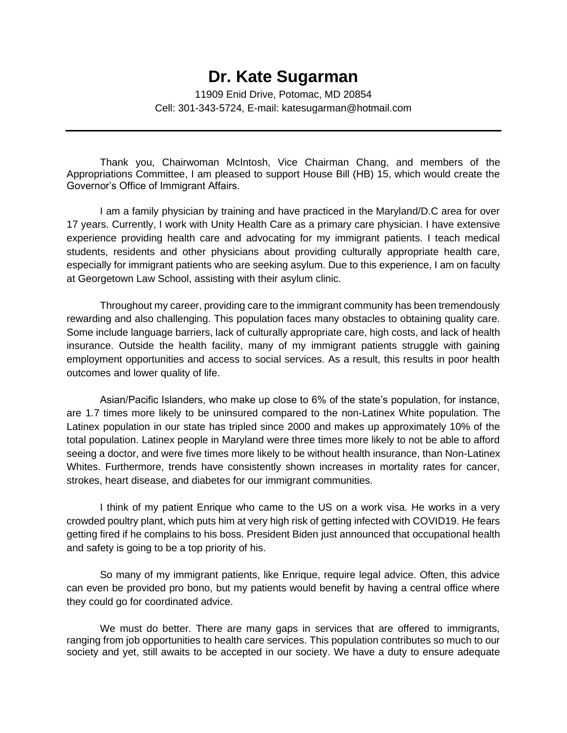# Dr. Kate Sugarman

11909 Enid Drive, Potomac, MD 20854
Cell: 301-343-5724, E-mail: katesugarman@hotmail.com

---

Thank you, Chairwoman McIntosh, Vice Chairman Chang, and members of the Appropriations Committee, I am pleased to support House Bill (HB) 15, which would create the Governor's Office of Immigrant Affairs.

I am a family physician by training and have practiced in the Maryland/D.C area for over 17 years. Currently, I work with Unity Health Care as a primary care physician. I have extensive experience providing health care and advocating for my immigrant patients. I teach medical students, residents and other physicians about providing culturally appropriate health care, especially for immigrant patients who are seeking asylum. Due to this experience, I am on faculty at Georgetown Law School, assisting with their asylum clinic.

Throughout my career, providing care to the immigrant community has been tremendously rewarding and also challenging. This population faces many obstacles to obtaining quality care. Some include language barriers, lack of culturally appropriate care, high costs, and lack of health insurance. Outside the health facility, many of my immigrant patients struggle with gaining employment opportunities and access to social services. As a result, this results in poor health outcomes and lower quality of life.

Asian/Pacific Islanders, who make up close to 6% of the state's population, for instance, are 1.7 times more likely to be uninsured compared to the non-Latinex White population. The Latinex population in our state has tripled since 2000 and makes up approximately 10% of the total population. Latinex people in Maryland were three times more likely to not be able to afford seeing a doctor, and were five times more likely to be without health insurance, than Non-Latinex Whites. Furthermore, trends have consistently shown increases in mortality rates for cancer, strokes, heart disease, and diabetes for our immigrant communities.

I think of my patient Enrique who came to the US on a work visa. He works in a very crowded poultry plant, which puts him at very high risk of getting infected with COVID19. He fears getting fired if he complains to his boss. President Biden just announced that occupational health and safety is going to be a top priority of his.

So many of my immigrant patients, like Enrique, require legal advice. Often, this advice can even be provided pro bono, but my patients would benefit by having a central office where they could go for coordinated advice.

We must do better. There are many gaps in services that are offered to immigrants, ranging from job opportunities to health care services. This population contributes so much to our society and yet, still awaits to be accepted in our society. We have a duty to ensure adequate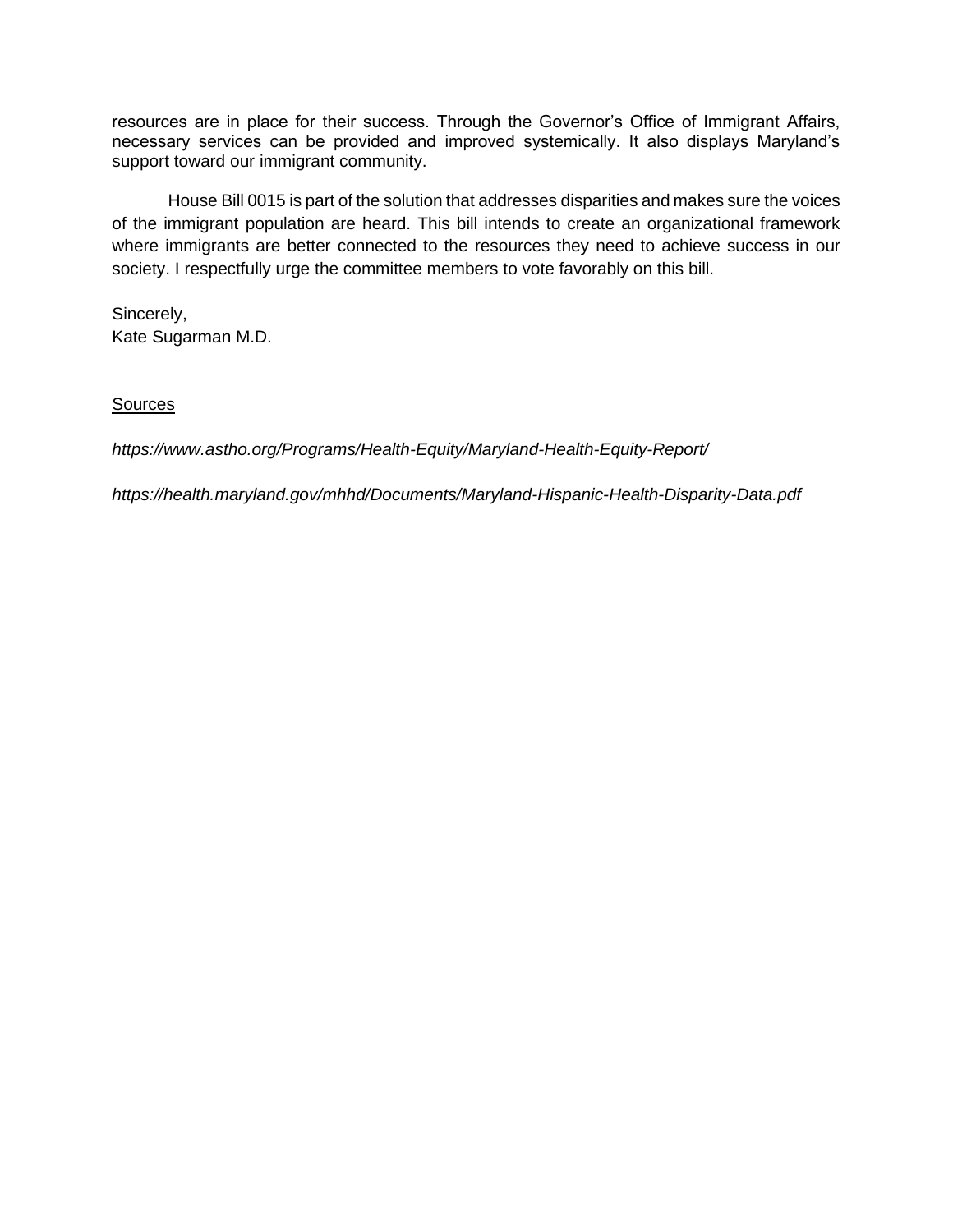resources are in place for their success. Through the Governor's Office of Immigrant Affairs, necessary services can be provided and improved systemically. It also displays Maryland's support toward our immigrant community.

House Bill 0015 is part of the solution that addresses disparities and makes sure the voices of the immigrant population are heard. This bill intends to create an organizational framework where immigrants are better connected to the resources they need to achieve success in our society. I respectfully urge the committee members to vote favorably on this bill.

Sincerely,
Kate Sugarman M.D.

Sources

*https://www.astho.org/Programs/Health-Equity/Maryland-Health-Equity-Report/*

*https://health.maryland.gov/mhhd/Documents/Maryland-Hispanic-Health-Disparity-Data.pdf*